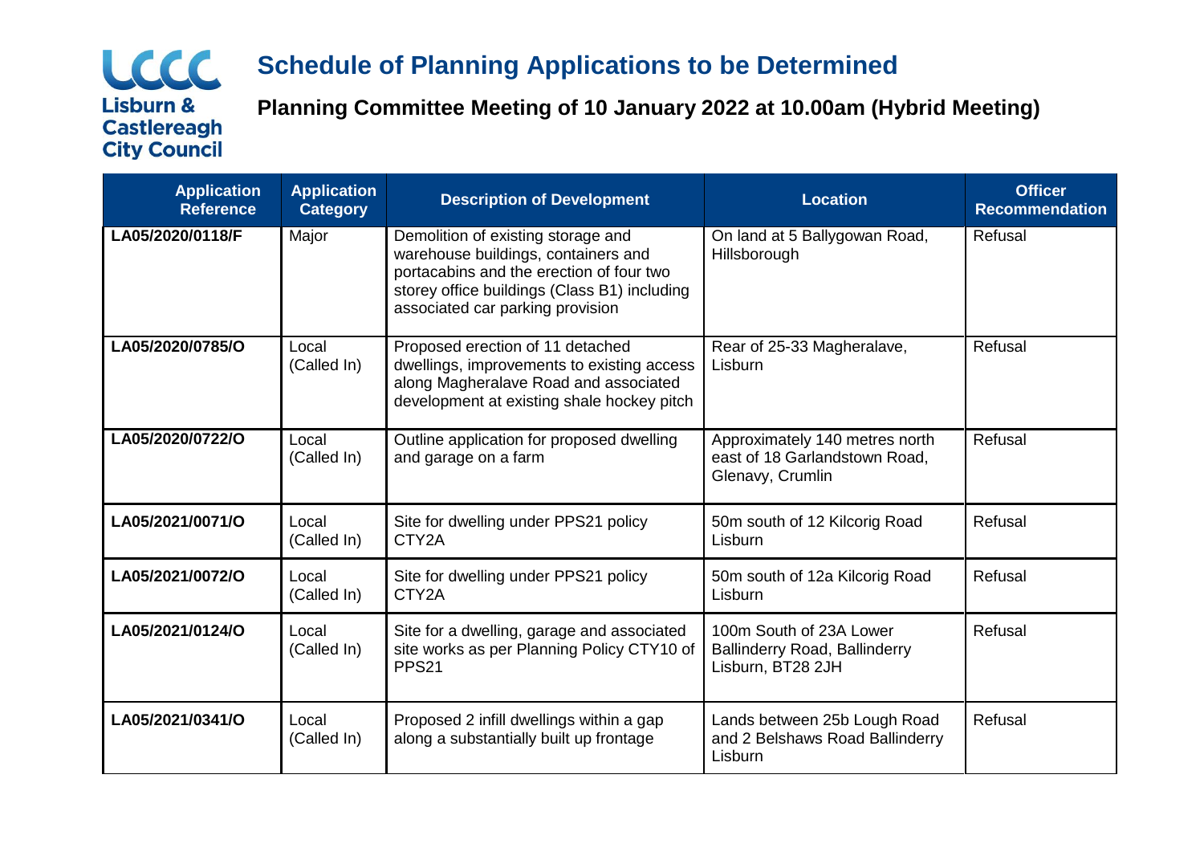LCCC

Lisburn & Castlereagh City Council

# Schedule of Planning Applications to be Determined

## Planning Committee Meeting of 10 January 2022 at 10.00am (Hybrid Meeting)

| Application Reference | Application Category | Description of Development | Location | Officer Recommendation |
|---|---|---|---|---|
| **LA05/2020/0118/F** | Major | Demolition of existing storage and warehouse buildings, containers and portacabins and the erection of four two storey office buildings (Class B1) including associated car parking provision | On land at 5 Ballygowan Road, Hillsborough | Refusal |
| **LA05/2020/0785/O** | Local (Called In) | Proposed erection of 11 detached dwellings, improvements to existing access along Magheralave Road and associated development at existing shale hockey pitch | Rear of 25-33 Magheralave, Lisburn | Refusal |
| **LA05/2020/0722/O** | Local (Called In) | Outline application for proposed dwelling and garage on a farm | Approximately 140 metres north east of 18 Garlandstown Road, Glenavy, Crumlin | Refusal |
| **LA05/2021/0071/O** | Local (Called In) | Site for dwelling under PPS21 policy CTY2A | 50m south of 12 Kilcorig Road Lisburn | Refusal |
| **LA05/2021/0072/O** | Local (Called In) | Site for dwelling under PPS21 policy CTY2A | 50m south of 12a Kilcorig Road Lisburn | Refusal |
| **LA05/2021/0124/O** | Local (Called In) | Site for a dwelling, garage and associated site works as per Planning Policy CTY10 of PPS21 | 100m South of 23A Lower Ballinderry Road, Ballinderry Lisburn, BT28 2JH | Refusal |
| **LA05/2021/0341/O** | Local (Called In) | Proposed 2 infill dwellings within a gap along a substantially built up frontage | Lands between 25b Lough Road and 2 Belshaws Road Ballinderry Lisburn | Refusal |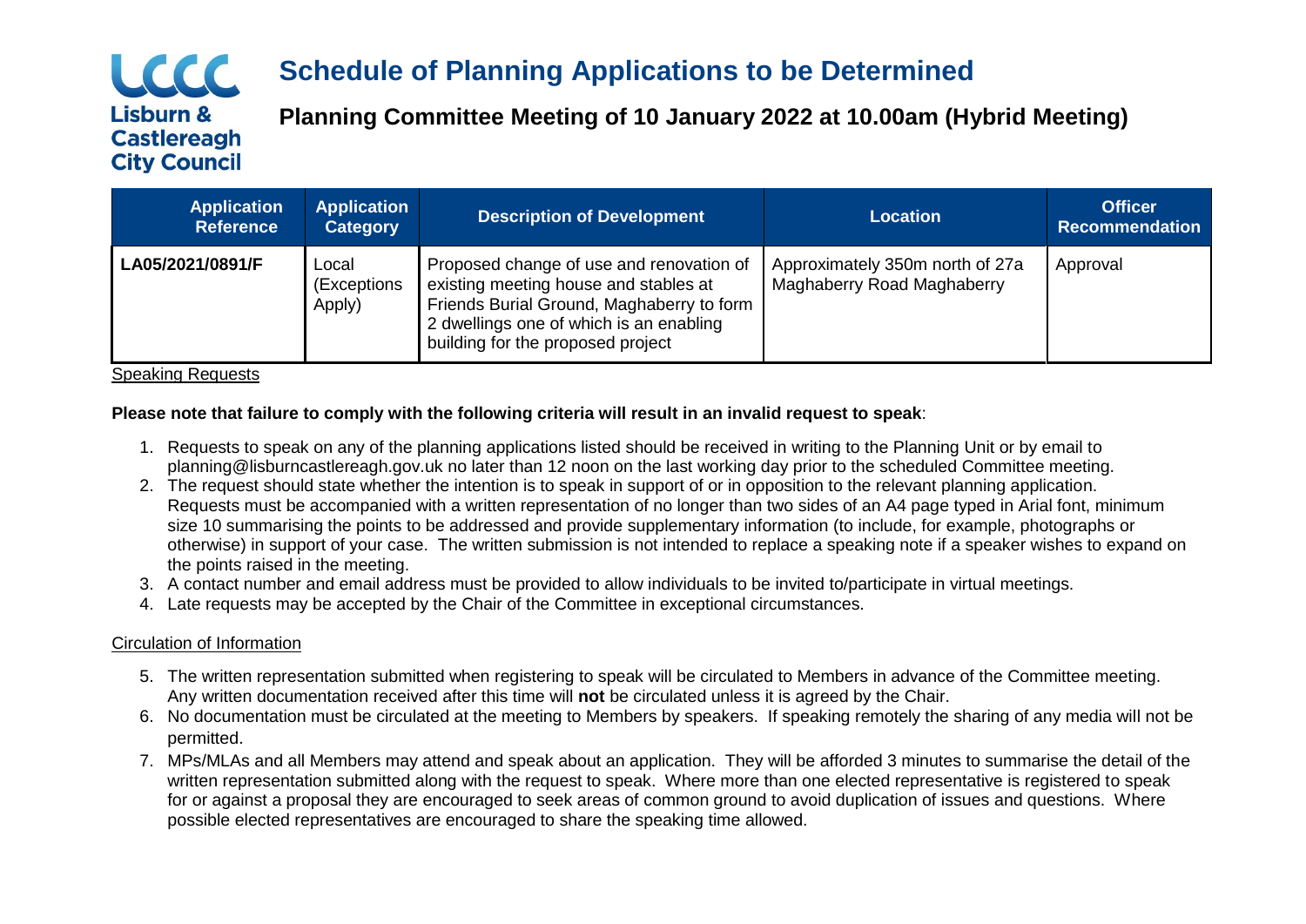LCCC Lisburn & Castlereagh City Council

# Schedule of Planning Applications to be Determined

## Planning Committee Meeting of 10 January 2022 at 10.00am (Hybrid Meeting)

| Application Reference | Application Category | Description of Development | Location | Officer Recommendation |
|---|---|---|---|---|
| **LA05/2021/0891/F** | Local (Exceptions Apply) | Proposed change of use and renovation of existing meeting house and stables at Friends Burial Ground, Maghaberry to form 2 dwellings one of which is an enabling building for the proposed project | Approximately 350m north of 27a Maghaberry Road Maghaberry | Approval |

Speaking Requests

**Please note that failure to comply with the following criteria will result in an invalid request to speak**:

1. Requests to speak on any of the planning applications listed should be received in writing to the Planning Unit or by email to planning@lisburncastlereagh.gov.uk no later than 12 noon on the last working day prior to the scheduled Committee meeting.
2. The request should state whether the intention is to speak in support of or in opposition to the relevant planning application. Requests must be accompanied with a written representation of no longer than two sides of an A4 page typed in Arial font, minimum size 10 summarising the points to be addressed and provide supplementary information (to include, for example, photographs or otherwise) in support of your case. The written submission is not intended to replace a speaking note if a speaker wishes to expand on the points raised in the meeting.
3. A contact number and email address must be provided to allow individuals to be invited to/participate in virtual meetings.
4. Late requests may be accepted by the Chair of the Committee in exceptional circumstances.

Circulation of Information

5. The written representation submitted when registering to speak will be circulated to Members in advance of the Committee meeting. Any written documentation received after this time will **not** be circulated unless it is agreed by the Chair.
6. No documentation must be circulated at the meeting to Members by speakers. If speaking remotely the sharing of any media will not be permitted.
7. MPs/MLAs and all Members may attend and speak about an application. They will be afforded 3 minutes to summarise the detail of the written representation submitted along with the request to speak. Where more than one elected representative is registered to speak for or against a proposal they are encouraged to seek areas of common ground to avoid duplication of issues and questions. Where possible elected representatives are encouraged to share the speaking time allowed.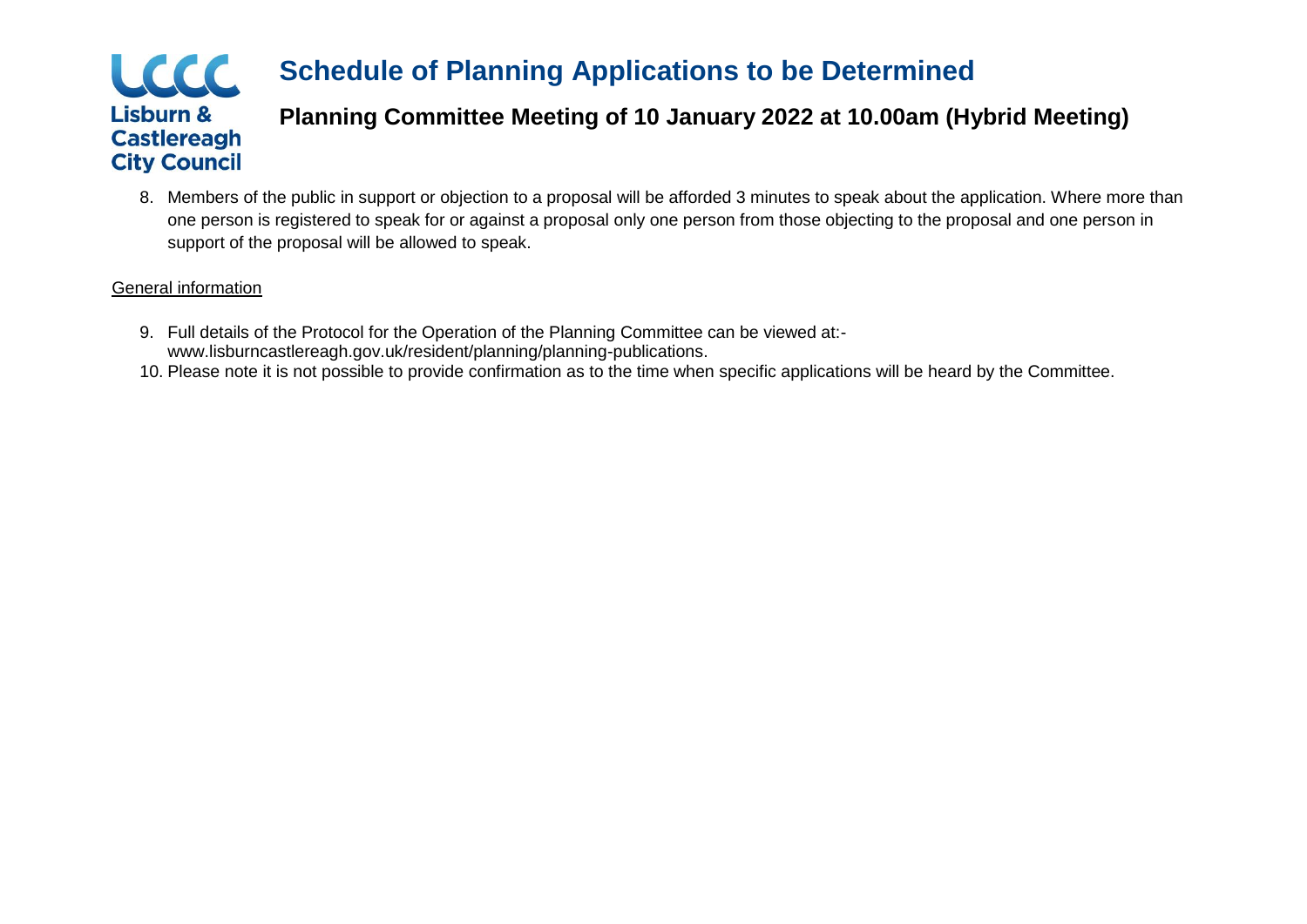8. Members of the public in support or objection to a proposal will be afforded 3 minutes to speak about the application. Where more than one person is registered to speak for or against a proposal only one person from those objecting to the proposal and one person in support of the proposal will be allowed to speak.

General information

9. Full details of the Protocol for the Operation of the Planning Committee can be viewed at:- www.lisburncastlereagh.gov.uk/resident/planning/planning-publications.
10. Please note it is not possible to provide confirmation as to the time when specific applications will be heard by the Committee.